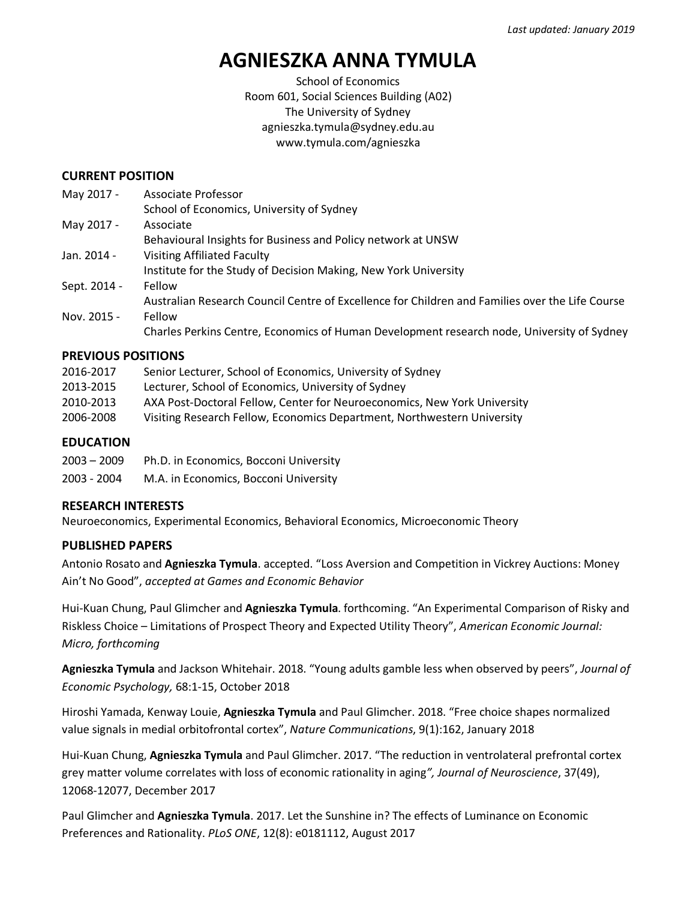*Last updated: January 2019*

# AGNIESZKA ANNA TYMULA

School of Economics
Room 601, Social Sciences Building (A02)
The University of Sydney
agnieszka.tymula@sydney.edu.au
www.tymula.com/agnieszka

## CURRENT POSITION

| | |
|---|---|
| May 2017 - | Associate Professor<br>School of Economics, University of Sydney |
| May 2017 - | Associate<br>Behavioural Insights for Business and Policy network at UNSW |
| Jan. 2014 - | Visiting Affiliated Faculty<br>Institute for the Study of Decision Making, New York University |
| Sept. 2014 - | Fellow<br>Australian Research Council Centre of Excellence for Children and Families over the Life Course |
| Nov. 2015 - | Fellow<br>Charles Perkins Centre, Economics of Human Development research node, University of Sydney |

## PREVIOUS POSITIONS

| | |
|---|---|
| 2016-2017 | Senior Lecturer, School of Economics, University of Sydney |
| 2013-2015 | Lecturer, School of Economics, University of Sydney |
| 2010-2013 | AXA Post-Doctoral Fellow, Center for Neuroeconomics, New York University |
| 2006-2008 | Visiting Research Fellow, Economics Department, Northwestern University |

## EDUCATION

| | |
|---|---|
| 2003 – 2009 | Ph.D. in Economics, Bocconi University |
| 2003 - 2004 | M.A. in Economics, Bocconi University |

## RESEARCH INTERESTS

Neuroeconomics, Experimental Economics, Behavioral Economics, Microeconomic Theory

## PUBLISHED PAPERS

Antonio Rosato and **Agnieszka Tymula**. accepted. "Loss Aversion and Competition in Vickrey Auctions: Money Ain't No Good", *accepted at Games and Economic Behavior*

Hui-Kuan Chung, Paul Glimcher and **Agnieszka Tymula**. forthcoming. "An Experimental Comparison of Risky and Riskless Choice – Limitations of Prospect Theory and Expected Utility Theory", *American Economic Journal: Micro, forthcoming*

**Agnieszka Tymula** and Jackson Whitehair. 2018. "Young adults gamble less when observed by peers", *Journal of Economic Psychology,* 68:1-15, October 2018

Hiroshi Yamada, Kenway Louie, **Agnieszka Tymula** and Paul Glimcher. 2018. "Free choice shapes normalized value signals in medial orbitofrontal cortex", *Nature Communications*, 9(1):162, January 2018

Hui-Kuan Chung, **Agnieszka Tymula** and Paul Glimcher. 2017. "The reduction in ventrolateral prefrontal cortex grey matter volume correlates with loss of economic rationality in aging*", Journal of Neuroscience*, 37(49), 12068-12077, December 2017

Paul Glimcher and **Agnieszka Tymula**. 2017. Let the Sunshine in? The effects of Luminance on Economic Preferences and Rationality. *PLoS ONE*, 12(8): e0181112, August 2017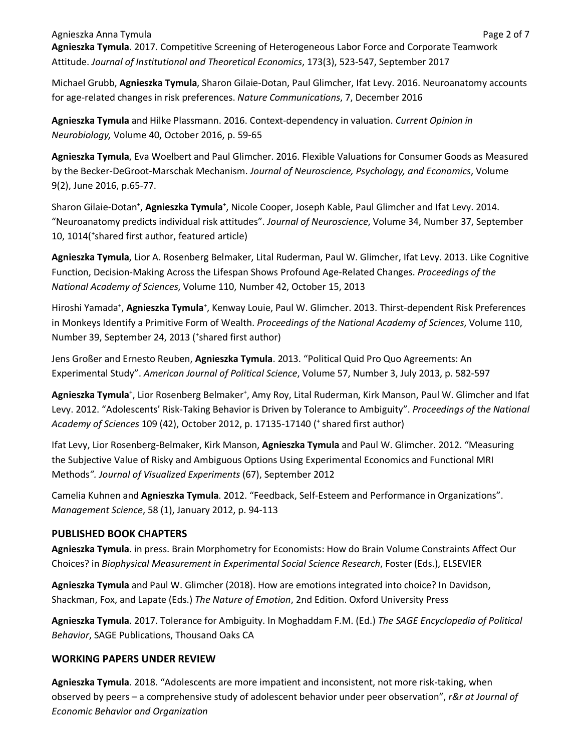**Agnieszka Tymula**. 2017. Competitive Screening of Heterogeneous Labor Force and Corporate Teamwork Attitude. *Journal of Institutional and Theoretical Economics*, 173(3), 523-547, September 2017

Michael Grubb, **Agnieszka Tymula**, Sharon Gilaie-Dotan, Paul Glimcher, Ifat Levy. 2016. Neuroanatomy accounts for age-related changes in risk preferences. *Nature Communications*, 7, December 2016

**Agnieszka Tymula** and Hilke Plassmann. 2016. Context-dependency in valuation. *Current Opinion in Neurobiology,* Volume 40, October 2016, p. 59-65

**Agnieszka Tymula**, Eva Woelbert and Paul Glimcher. 2016. Flexible Valuations for Consumer Goods as Measured by the Becker-DeGroot-Marschak Mechanism. *Journal of Neuroscience, Psychology, and Economics*, Volume 9(2), June 2016, p.65-77.

Sharon Gilaie-Dotan[+], **Agnieszka Tymula**[+], Nicole Cooper, Joseph Kable, Paul Glimcher and Ifat Levy. 2014. "Neuroanatomy predicts individual risk attitudes". *Journal of Neuroscience*, Volume 34, Number 37, September 10, 1014([+]shared first author, featured article)

**Agnieszka Tymula**, Lior A. Rosenberg Belmaker, Lital Ruderman, Paul W. Glimcher, Ifat Levy. 2013. Like Cognitive Function, Decision-Making Across the Lifespan Shows Profound Age-Related Changes. *Proceedings of the National Academy of Sciences*, Volume 110, Number 42, October 15, 2013

Hiroshi Yamada[+], **Agnieszka Tymula**[+], Kenway Louie, Paul W. Glimcher. 2013. Thirst-dependent Risk Preferences in Monkeys Identify a Primitive Form of Wealth. *Proceedings of the National Academy of Sciences*, Volume 110, Number 39, September 24, 2013 ([+]shared first author)

Jens Großer and Ernesto Reuben, **Agnieszka Tymula**. 2013. "Political Quid Pro Quo Agreements: An Experimental Study". *American Journal of Political Science*, Volume 57, Number 3, July 2013, p. 582-597

**Agnieszka Tymula**[+], Lior Rosenberg Belmaker[+], Amy Roy, Lital Ruderman, Kirk Manson, Paul W. Glimcher and Ifat Levy. 2012. "Adolescents' Risk-Taking Behavior is Driven by Tolerance to Ambiguity". *Proceedings of the National Academy of Sciences* 109 (42), October 2012, p. 17135-17140 ([+] shared first author)

Ifat Levy, Lior Rosenberg-Belmaker, Kirk Manson, **Agnieszka Tymula** and Paul W. Glimcher. 2012. "Measuring the Subjective Value of Risky and Ambiguous Options Using Experimental Economics and Functional MRI Methods*". Journal of Visualized Experiments* (67), September 2012

Camelia Kuhnen and **Agnieszka Tymula**. 2012. "Feedback, Self-Esteem and Performance in Organizations". *Management Science*, 58 (1), January 2012, p. 94-113

## PUBLISHED BOOK CHAPTERS

**Agnieszka Tymula**. in press. Brain Morphometry for Economists: How do Brain Volume Constraints Affect Our Choices? in *Biophysical Measurement in Experimental Social Science Research*, Foster (Eds.), ELSEVIER

**Agnieszka Tymula** and Paul W. Glimcher (2018). How are emotions integrated into choice? In Davidson, Shackman, Fox, and Lapate (Eds.) *The Nature of Emotion*, 2nd Edition. Oxford University Press

**Agnieszka Tymula**. 2017. Tolerance for Ambiguity. In Moghaddam F.M. (Ed.) *The SAGE Encyclopedia of Political Behavior*, SAGE Publications, Thousand Oaks CA

## WORKING PAPERS UNDER REVIEW

**Agnieszka Tymula**. 2018. "Adolescents are more impatient and inconsistent, not more risk-taking, when observed by peers – a comprehensive study of adolescent behavior under peer observation", *r&r at Journal of Economic Behavior and Organization*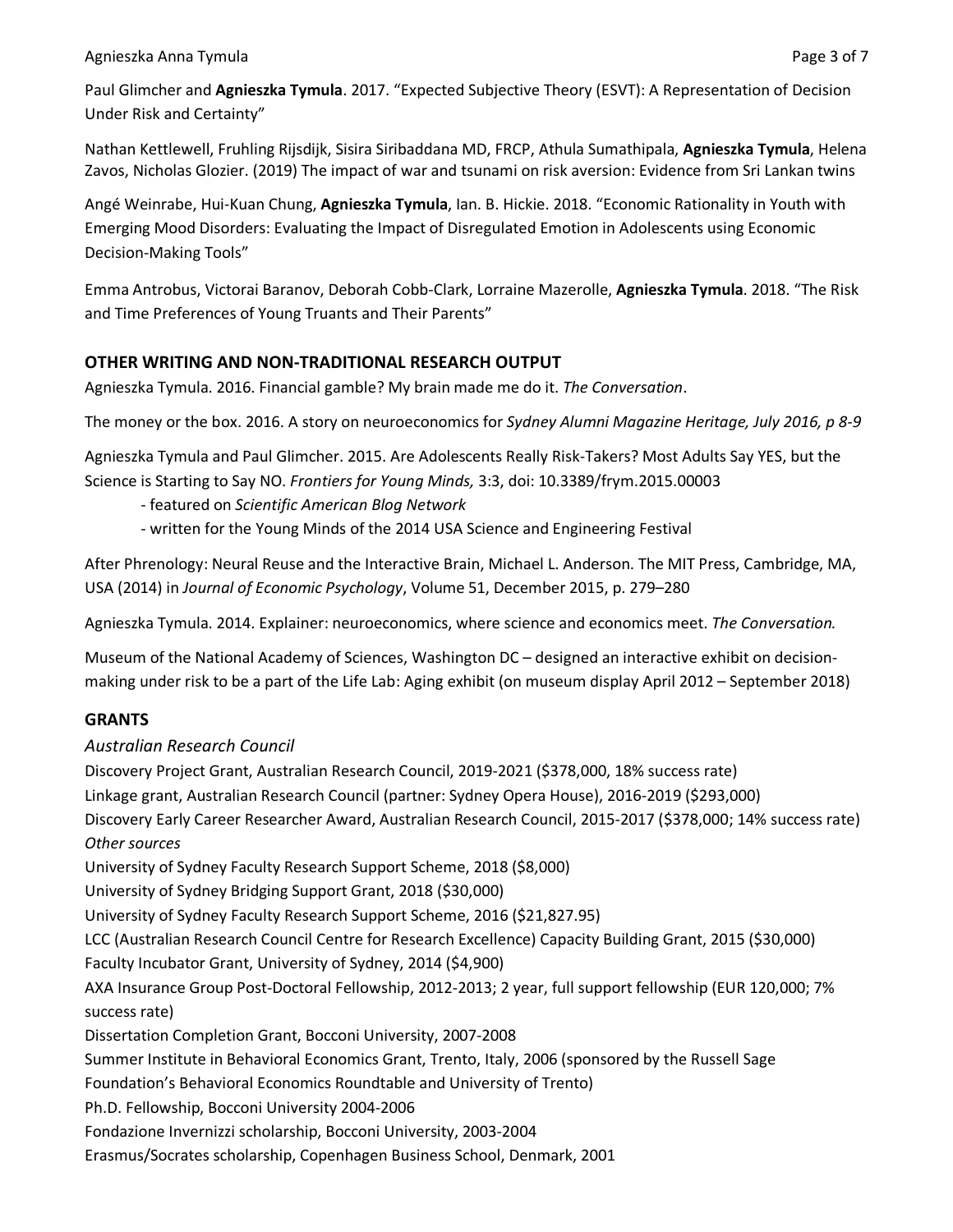Paul Glimcher and **Agnieszka Tymula**. 2017. “Expected Subjective Theory (ESVT): A Representation of Decision Under Risk and Certainty”

Nathan Kettlewell, Fruhling Rijsdijk, Sisira Siribaddana MD, FRCP, Athula Sumathipala, **Agnieszka Tymula**, Helena Zavos, Nicholas Glozier. (2019) The impact of war and tsunami on risk aversion: Evidence from Sri Lankan twins

Angé Weinrabe, Hui-Kuan Chung, **Agnieszka Tymula**, Ian. B. Hickie. 2018. “Economic Rationality in Youth with Emerging Mood Disorders: Evaluating the Impact of Disregulated Emotion in Adolescents using Economic Decision-Making Tools”

Emma Antrobus, Victorai Baranov, Deborah Cobb-Clark, Lorraine Mazerolle, **Agnieszka Tymula**. 2018. “The Risk and Time Preferences of Young Truants and Their Parents”

## OTHER WRITING AND NON-TRADITIONAL RESEARCH OUTPUT

Agnieszka Tymula. 2016. Financial gamble? My brain made me do it. *The Conversation*.

The money or the box. 2016. A story on neuroeconomics for *Sydney Alumni Magazine Heritage, July 2016, p 8-9*

Agnieszka Tymula and Paul Glimcher. 2015. Are Adolescents Really Risk-Takers? Most Adults Say YES, but the Science is Starting to Say NO. *Frontiers for Young Minds,* 3:3, doi: 10.3389/frym.2015.00003

- featured on *Scientific American Blog Network*
- written for the Young Minds of the 2014 USA Science and Engineering Festival

After Phrenology: Neural Reuse and the Interactive Brain, Michael L. Anderson. The MIT Press, Cambridge, MA, USA (2014) in *Journal of Economic Psychology*, Volume 51, December 2015, p. 279–280

Agnieszka Tymula. 2014. Explainer: neuroeconomics, where science and economics meet. *The Conversation.*

Museum of the National Academy of Sciences, Washington DC – designed an interactive exhibit on decision-making under risk to be a part of the Life Lab: Aging exhibit (on museum display April 2012 – September 2018)

## GRANTS

### *Australian Research Council*

Discovery Project Grant, Australian Research Council, 2019-2021 ($378,000, 18% success rate)
Linkage grant, Australian Research Council (partner: Sydney Opera House), 2016-2019 ($293,000)
Discovery Early Career Researcher Award, Australian Research Council, 2015-2017 ($378,000; 14% success rate)

### *Other sources*

University of Sydney Faculty Research Support Scheme, 2018 ($8,000)
University of Sydney Bridging Support Grant, 2018 ($30,000)
University of Sydney Faculty Research Support Scheme, 2016 ($21,827.95)
LCC (Australian Research Council Centre for Research Excellence) Capacity Building Grant, 2015 ($30,000)
Faculty Incubator Grant, University of Sydney, 2014 ($4,900)
AXA Insurance Group Post-Doctoral Fellowship, 2012-2013; 2 year, full support fellowship (EUR 120,000; 7% success rate)
Dissertation Completion Grant, Bocconi University, 2007-2008
Summer Institute in Behavioral Economics Grant, Trento, Italy, 2006 (sponsored by the Russell Sage Foundation’s Behavioral Economics Roundtable and University of Trento)
Ph.D. Fellowship, Bocconi University 2004-2006
Fondazione Invernizzi scholarship, Bocconi University, 2003-2004
Erasmus/Socrates scholarship, Copenhagen Business School, Denmark, 2001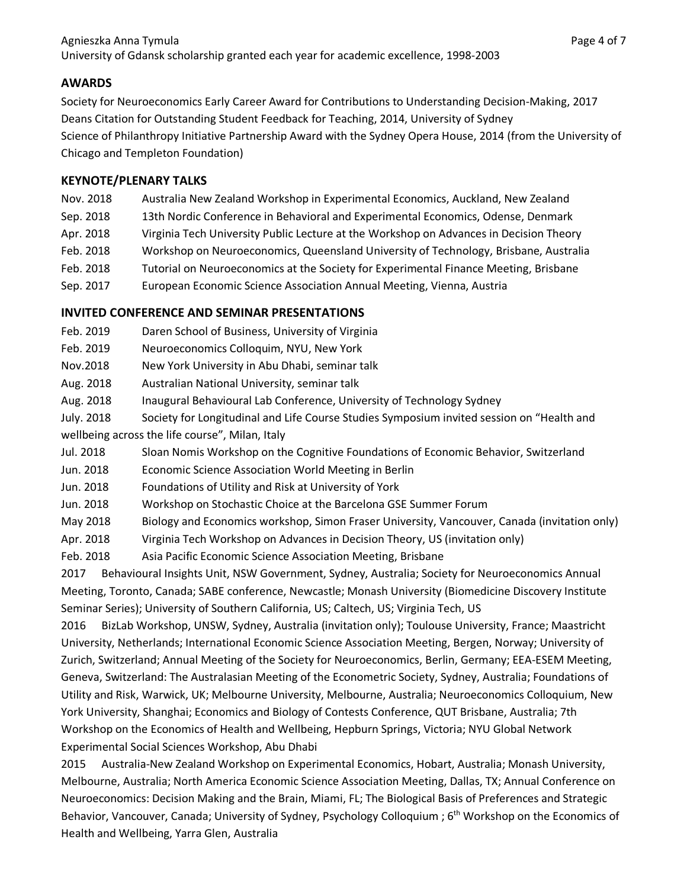University of Gdansk scholarship granted each year for academic excellence, 1998-2003

## AWARDS

Society for Neuroeconomics Early Career Award for Contributions to Understanding Decision-Making, 2017
Deans Citation for Outstanding Student Feedback for Teaching, 2014, University of Sydney
Science of Philanthropy Initiative Partnership Award with the Sydney Opera House, 2014 (from the University of Chicago and Templeton Foundation)

## KEYNOTE/PLENARY TALKS

Nov. 2018 Australia New Zealand Workshop in Experimental Economics, Auckland, New Zealand
Sep. 2018 13th Nordic Conference in Behavioral and Experimental Economics, Odense, Denmark
Apr. 2018 Virginia Tech University Public Lecture at the Workshop on Advances in Decision Theory
Feb. 2018 Workshop on Neuroeconomics, Queensland University of Technology, Brisbane, Australia
Feb. 2018 Tutorial on Neuroeconomics at the Society for Experimental Finance Meeting, Brisbane
Sep. 2017 European Economic Science Association Annual Meeting, Vienna, Austria

## INVITED CONFERENCE AND SEMINAR PRESENTATIONS

Feb. 2019 Daren School of Business, University of Virginia
Feb. 2019 Neuroeconomics Colloquim, NYU, New York
Nov.2018 New York University in Abu Dhabi, seminar talk
Aug. 2018 Australian National University, seminar talk
Aug. 2018 Inaugural Behavioural Lab Conference, University of Technology Sydney
July. 2018 Society for Longitudinal and Life Course Studies Symposium invited session on "Health and wellbeing across the life course", Milan, Italy
Jul. 2018 Sloan Nomis Workshop on the Cognitive Foundations of Economic Behavior, Switzerland
Jun. 2018 Economic Science Association World Meeting in Berlin
Jun. 2018 Foundations of Utility and Risk at University of York
Jun. 2018 Workshop on Stochastic Choice at the Barcelona GSE Summer Forum
May 2018 Biology and Economics workshop, Simon Fraser University, Vancouver, Canada (invitation only)
Apr. 2018 Virginia Tech Workshop on Advances in Decision Theory, US (invitation only)
Feb. 2018 Asia Pacific Economic Science Association Meeting, Brisbane

2017 Behavioural Insights Unit, NSW Government, Sydney, Australia; Society for Neuroeconomics Annual Meeting, Toronto, Canada; SABE conference, Newcastle; Monash University (Biomedicine Discovery Institute Seminar Series); University of Southern California, US; Caltech, US; Virginia Tech, US

2016 BizLab Workshop, UNSW, Sydney, Australia (invitation only); Toulouse University, France; Maastricht University, Netherlands; International Economic Science Association Meeting, Bergen, Norway; University of Zurich, Switzerland; Annual Meeting of the Society for Neuroeconomics, Berlin, Germany; EEA-ESEM Meeting, Geneva, Switzerland: The Australasian Meeting of the Econometric Society, Sydney, Australia; Foundations of Utility and Risk, Warwick, UK; Melbourne University, Melbourne, Australia; Neuroeconomics Colloquium, New York University, Shanghai; Economics and Biology of Contests Conference, QUT Brisbane, Australia; 7th Workshop on the Economics of Health and Wellbeing, Hepburn Springs, Victoria; NYU Global Network Experimental Social Sciences Workshop, Abu Dhabi

2015 Australia-New Zealand Workshop on Experimental Economics, Hobart, Australia; Monash University, Melbourne, Australia; North America Economic Science Association Meeting, Dallas, TX; Annual Conference on Neuroeconomics: Decision Making and the Brain, Miami, FL; The Biological Basis of Preferences and Strategic Behavior, Vancouver, Canada; University of Sydney, Psychology Colloquium ; 6th Workshop on the Economics of Health and Wellbeing, Yarra Glen, Australia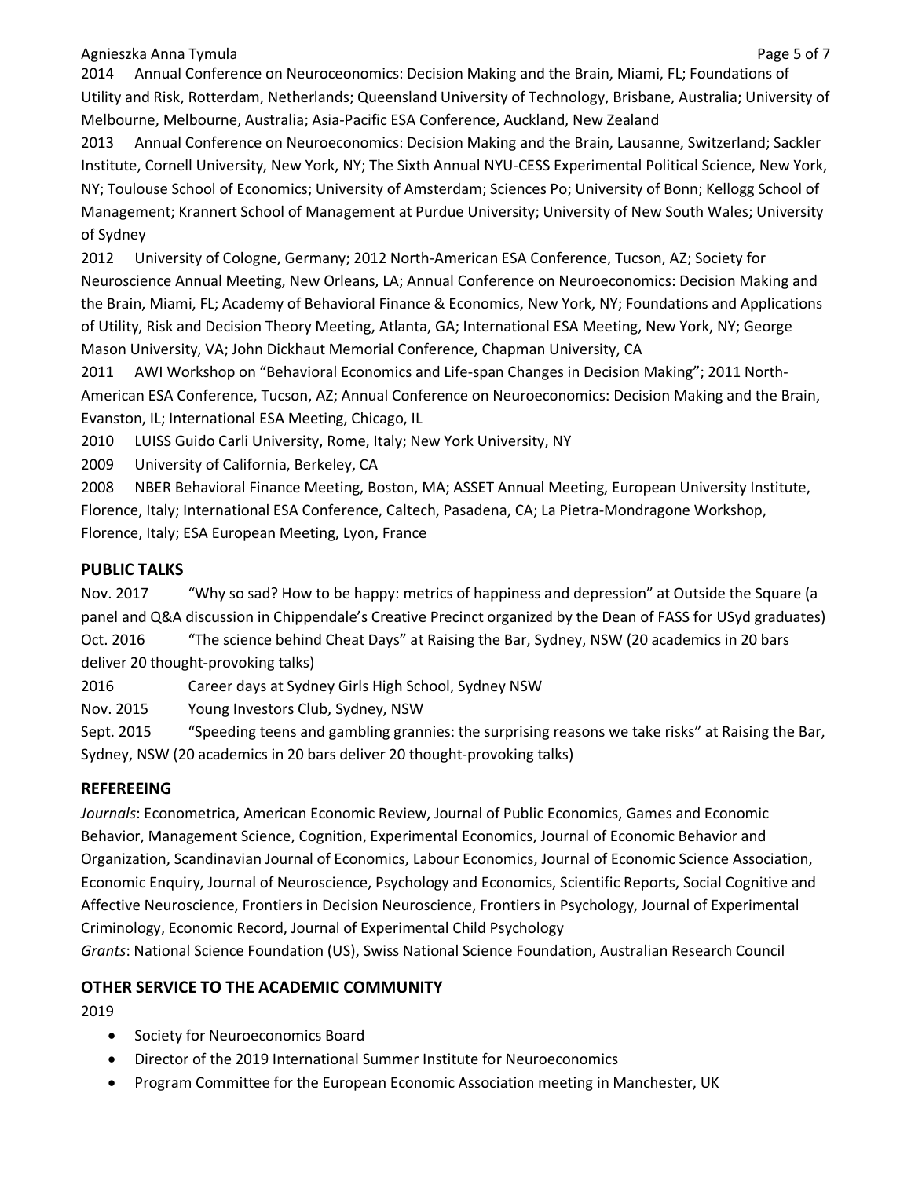2014 Annual Conference on Neuroceonomics: Decision Making and the Brain, Miami, FL; Foundations of Utility and Risk, Rotterdam, Netherlands; Queensland University of Technology, Brisbane, Australia; University of Melbourne, Melbourne, Australia; Asia-Pacific ESA Conference, Auckland, New Zealand

2013 Annual Conference on Neuroeconomics: Decision Making and the Brain, Lausanne, Switzerland; Sackler Institute, Cornell University, New York, NY; The Sixth Annual NYU-CESS Experimental Political Science, New York, NY; Toulouse School of Economics; University of Amsterdam; Sciences Po; University of Bonn; Kellogg School of Management; Krannert School of Management at Purdue University; University of New South Wales; University of Sydney

2012 University of Cologne, Germany; 2012 North-American ESA Conference, Tucson, AZ; Society for Neuroscience Annual Meeting, New Orleans, LA; Annual Conference on Neuroeconomics: Decision Making and the Brain, Miami, FL; Academy of Behavioral Finance & Economics, New York, NY; Foundations and Applications of Utility, Risk and Decision Theory Meeting, Atlanta, GA; International ESA Meeting, New York, NY; George Mason University, VA; John Dickhaut Memorial Conference, Chapman University, CA

2011 AWI Workshop on "Behavioral Economics and Life-span Changes in Decision Making"; 2011 North-American ESA Conference, Tucson, AZ; Annual Conference on Neuroeconomics: Decision Making and the Brain, Evanston, IL; International ESA Meeting, Chicago, IL

2010 LUISS Guido Carli University, Rome, Italy; New York University, NY

2009 University of California, Berkeley, CA

2008 NBER Behavioral Finance Meeting, Boston, MA; ASSET Annual Meeting, European University Institute, Florence, Italy; International ESA Conference, Caltech, Pasadena, CA; La Pietra-Mondragone Workshop, Florence, Italy; ESA European Meeting, Lyon, France

## PUBLIC TALKS

Nov. 2017 "Why so sad? How to be happy: metrics of happiness and depression" at Outside the Square (a panel and Q&A discussion in Chippendale's Creative Precinct organized by the Dean of FASS for USyd graduates)

Oct. 2016 "The science behind Cheat Days" at Raising the Bar, Sydney, NSW (20 academics in 20 bars deliver 20 thought-provoking talks)

2016 Career days at Sydney Girls High School, Sydney NSW

Nov. 2015 Young Investors Club, Sydney, NSW

Sept. 2015 "Speeding teens and gambling grannies: the surprising reasons we take risks" at Raising the Bar, Sydney, NSW (20 academics in 20 bars deliver 20 thought-provoking talks)

## REFEREEING

*Journals*: Econometrica, American Economic Review, Journal of Public Economics, Games and Economic Behavior, Management Science, Cognition, Experimental Economics, Journal of Economic Behavior and Organization, Scandinavian Journal of Economics, Labour Economics, Journal of Economic Science Association, Economic Enquiry, Journal of Neuroscience, Psychology and Economics, Scientific Reports, Social Cognitive and Affective Neuroscience, Frontiers in Decision Neuroscience, Frontiers in Psychology, Journal of Experimental Criminology, Economic Record, Journal of Experimental Child Psychology

*Grants*: National Science Foundation (US), Swiss National Science Foundation, Australian Research Council

## OTHER SERVICE TO THE ACADEMIC COMMUNITY

2019

- Society for Neuroeconomics Board
- Director of the 2019 International Summer Institute for Neuroeconomics
- Program Committee for the European Economic Association meeting in Manchester, UK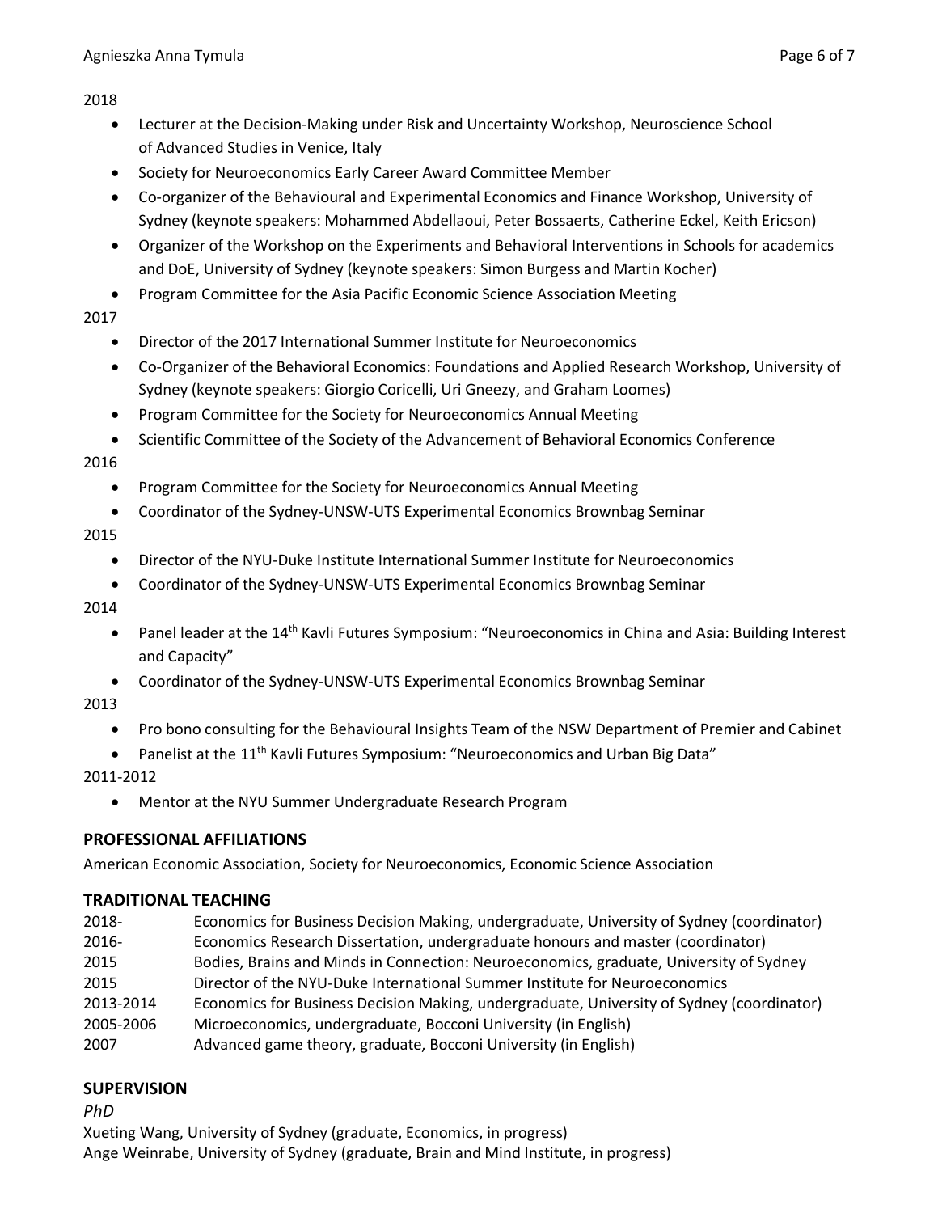2018

- Lecturer at the Decision-Making under Risk and Uncertainty Workshop, Neuroscience School of Advanced Studies in Venice, Italy
- Society for Neuroeconomics Early Career Award Committee Member
- Co-organizer of the Behavioural and Experimental Economics and Finance Workshop, University of Sydney (keynote speakers: Mohammed Abdellaoui, Peter Bossaerts, Catherine Eckel, Keith Ericson)
- Organizer of the Workshop on the Experiments and Behavioral Interventions in Schools for academics and DoE, University of Sydney (keynote speakers: Simon Burgess and Martin Kocher)
- Program Committee for the Asia Pacific Economic Science Association Meeting

2017

- Director of the 2017 International Summer Institute for Neuroeconomics
- Co-Organizer of the Behavioral Economics: Foundations and Applied Research Workshop, University of Sydney (keynote speakers: Giorgio Coricelli, Uri Gneezy, and Graham Loomes)
- Program Committee for the Society for Neuroeconomics Annual Meeting
- Scientific Committee of the Society of the Advancement of Behavioral Economics Conference

2016

- Program Committee for the Society for Neuroeconomics Annual Meeting
- Coordinator of the Sydney-UNSW-UTS Experimental Economics Brownbag Seminar

2015

- Director of the NYU-Duke Institute International Summer Institute for Neuroeconomics
- Coordinator of the Sydney-UNSW-UTS Experimental Economics Brownbag Seminar

2014

- Panel leader at the 14th Kavli Futures Symposium: "Neuroeconomics in China and Asia: Building Interest and Capacity"
- Coordinator of the Sydney-UNSW-UTS Experimental Economics Brownbag Seminar

2013

- Pro bono consulting for the Behavioural Insights Team of the NSW Department of Premier and Cabinet
- Panelist at the 11th Kavli Futures Symposium: "Neuroeconomics and Urban Big Data"

2011-2012

- Mentor at the NYU Summer Undergraduate Research Program

## PROFESSIONAL AFFILIATIONS

American Economic Association, Society for Neuroeconomics, Economic Science Association

## TRADITIONAL TEACHING

| | |
|---|---|
| 2018- | Economics for Business Decision Making, undergraduate, University of Sydney (coordinator) |
| 2016- | Economics Research Dissertation, undergraduate honours and master (coordinator) |
| 2015 | Bodies, Brains and Minds in Connection: Neuroeconomics, graduate, University of Sydney |
| 2015 | Director of the NYU-Duke International Summer Institute for Neuroeconomics |
| 2013-2014 | Economics for Business Decision Making, undergraduate, University of Sydney (coordinator) |
| 2005-2006 | Microeconomics, undergraduate, Bocconi University (in English) |
| 2007 | Advanced game theory, graduate, Bocconi University (in English) |

## SUPERVISION

*PhD*

Xueting Wang, University of Sydney (graduate, Economics, in progress)
Ange Weinrabe, University of Sydney (graduate, Brain and Mind Institute, in progress)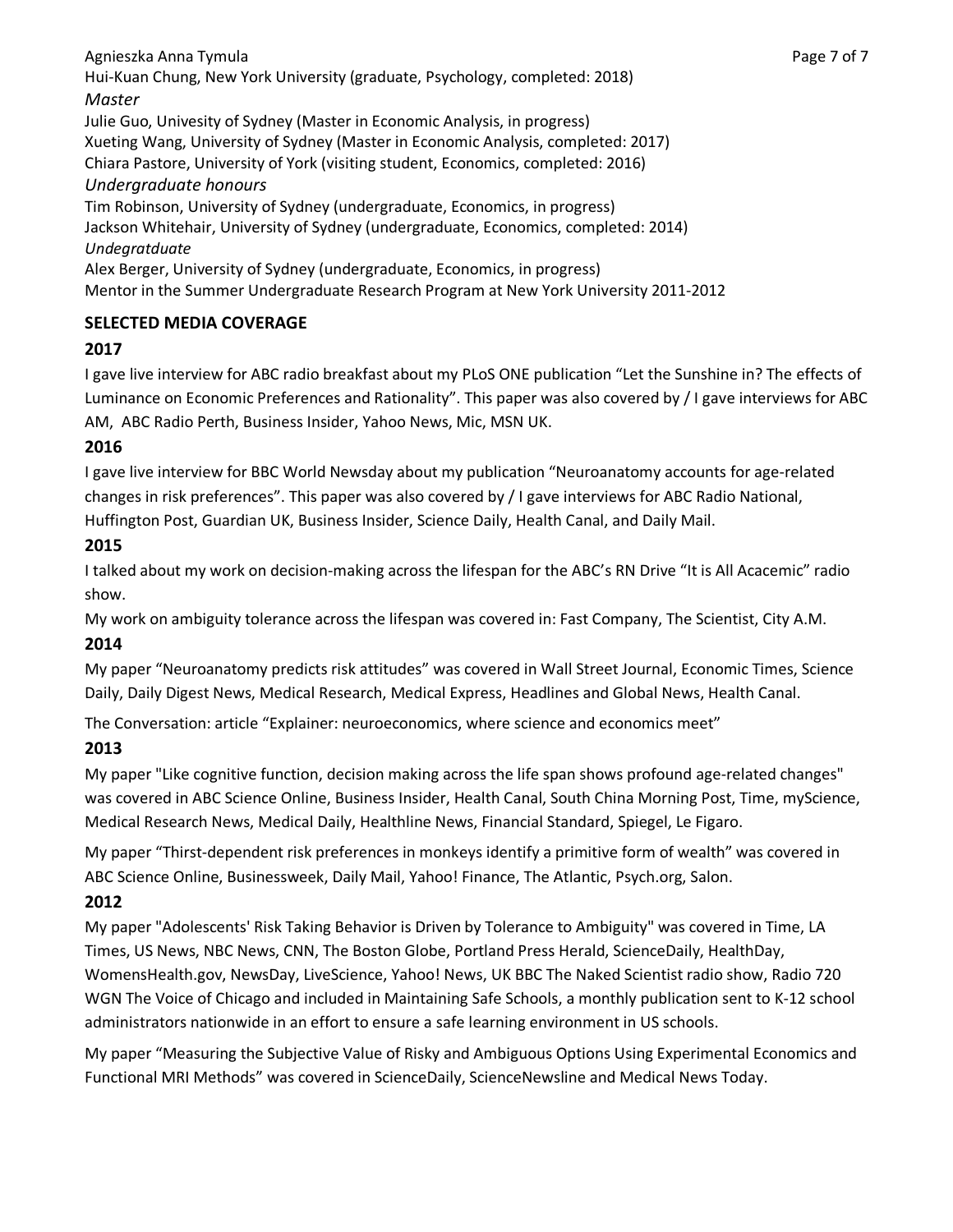Hui-Kuan Chung, New York University (graduate, Psychology, completed: 2018)

*Master*

Julie Guo, Univesity of Sydney (Master in Economic Analysis, in progress)
Xueting Wang, University of Sydney (Master in Economic Analysis, completed: 2017)
Chiara Pastore, University of York (visiting student, Economics, completed: 2016)

*Undergraduate honours*

Tim Robinson, University of Sydney (undergraduate, Economics, in progress)
Jackson Whitehair, University of Sydney (undergraduate, Economics, completed: 2014)

*Undegratduate*

Alex Berger, University of Sydney (undergraduate, Economics, in progress)
Mentor in the Summer Undergraduate Research Program at New York University 2011-2012

## SELECTED MEDIA COVERAGE

### 2017

I gave live interview for ABC radio breakfast about my PLoS ONE publication "Let the Sunshine in? The effects of Luminance on Economic Preferences and Rationality". This paper was also covered by / I gave interviews for ABC AM, ABC Radio Perth, Business Insider, Yahoo News, Mic, MSN UK.

### 2016

I gave live interview for BBC World Newsday about my publication "Neuroanatomy accounts for age-related changes in risk preferences". This paper was also covered by / I gave interviews for ABC Radio National, Huffington Post, Guardian UK, Business Insider, Science Daily, Health Canal, and Daily Mail.

### 2015

I talked about my work on decision-making across the lifespan for the ABC's RN Drive "It is All Acacemic" radio show.

My work on ambiguity tolerance across the lifespan was covered in: Fast Company, The Scientist, City A.M.

### 2014

My paper "Neuroanatomy predicts risk attitudes" was covered in Wall Street Journal, Economic Times, Science Daily, Daily Digest News, Medical Research, Medical Express, Headlines and Global News, Health Canal.

The Conversation: article "Explainer: neuroeconomics, where science and economics meet"

### 2013

My paper "Like cognitive function, decision making across the life span shows profound age-related changes" was covered in ABC Science Online, Business Insider, Health Canal, South China Morning Post, Time, myScience, Medical Research News, Medical Daily, Healthline News, Financial Standard, Spiegel, Le Figaro.

My paper "Thirst-dependent risk preferences in monkeys identify a primitive form of wealth" was covered in ABC Science Online, Businessweek, Daily Mail, Yahoo! Finance, The Atlantic, Psych.org, Salon.

### 2012

My paper "Adolescents' Risk Taking Behavior is Driven by Tolerance to Ambiguity" was covered in Time, LA Times, US News, NBC News, CNN, The Boston Globe, Portland Press Herald, ScienceDaily, HealthDay, WomensHealth.gov, NewsDay, LiveScience, Yahoo! News, UK BBC The Naked Scientist radio show, Radio 720 WGN The Voice of Chicago and included in Maintaining Safe Schools, a monthly publication sent to K-12 school administrators nationwide in an effort to ensure a safe learning environment in US schools.

My paper "Measuring the Subjective Value of Risky and Ambiguous Options Using Experimental Economics and Functional MRI Methods" was covered in ScienceDaily, ScienceNewsline and Medical News Today.